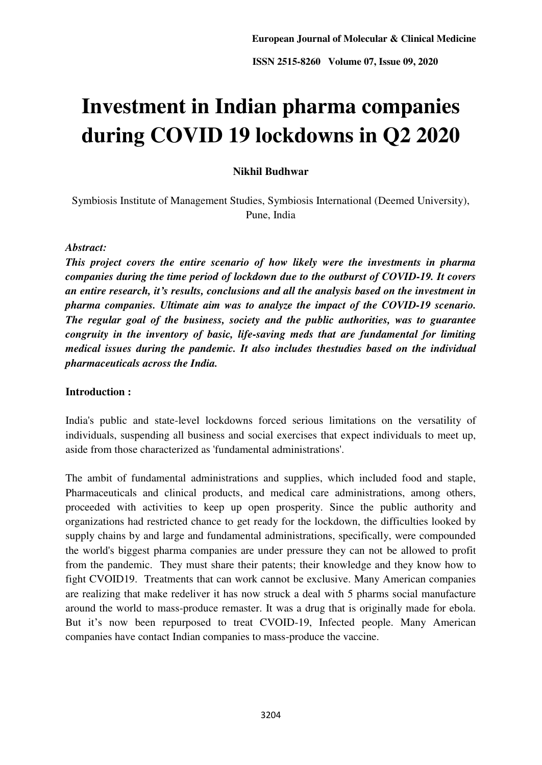# Investment in Indian pharma companies during COVID 19 lockdowns in Q2 2020

**Nikhil Budhwar**

Symbiosis Institute of Management Studies, Symbiosis International (Deemed University), Pune, India

*Abstract:*

***This project covers the entire scenario of how likely were the investments in pharma companies during the time period of lockdown due to the outburst of COVID-19. It covers an entire research, it's results, conclusions and all the analysis based on the investment in pharma companies. Ultimate aim was to analyze the impact of the COVID-19 scenario. The regular goal of the business, society and the public authorities, was to guarantee congruity in the inventory of basic, life-saving meds that are fundamental for limiting medical issues during the pandemic. It also includes thestudies based on the individual pharmaceuticals across the India.***

**Introduction :**

India's public and state-level lockdowns forced serious limitations on the versatility of individuals, suspending all business and social exercises that expect individuals to meet up, aside from those characterized as 'fundamental administrations'.

The ambit of fundamental administrations and supplies, which included food and staple, Pharmaceuticals and clinical products, and medical care administrations, among others, proceeded with activities to keep up open prosperity. Since the public authority and organizations had restricted chance to get ready for the lockdown, the difficulties looked by supply chains by and large and fundamental administrations, specifically, were compounded the world's biggest pharma companies are under pressure they can not be allowed to profit from the pandemic. They must share their patents; their knowledge and they know how to fight CVOID19. Treatments that can work cannot be exclusive. Many American companies are realizing that make redeliver it has now struck a deal with 5 pharms social manufacture around the world to mass-produce remaster. It was a drug that is originally made for ebola. But it's now been repurposed to treat CVOID-19, Infected people. Many American companies have contact Indian companies to mass-produce the vaccine.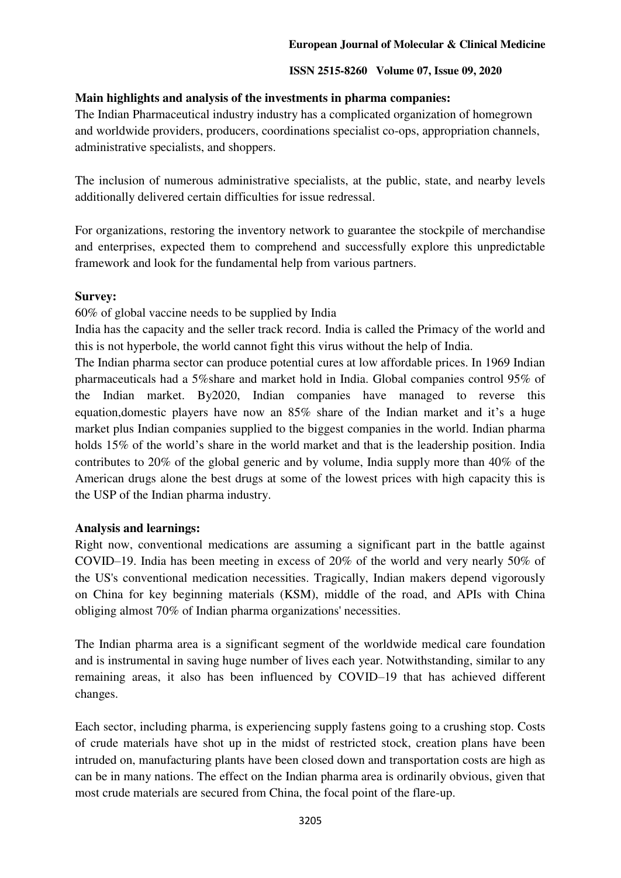**Main highlights and analysis of the investments in pharma companies:**

The Indian Pharmaceutical industry industry has a complicated organization of homegrown and worldwide providers, producers, coordinations specialist co-ops, appropriation channels, administrative specialists, and shoppers.

The inclusion of numerous administrative specialists, at the public, state, and nearby levels additionally delivered certain difficulties for issue redressal.

For organizations, restoring the inventory network to guarantee the stockpile of merchandise and enterprises, expected them to comprehend and successfully explore this unpredictable framework and look for the fundamental help from various partners.

**Survey:**

60% of global vaccine needs to be supplied by India

India has the capacity and the seller track record. India is called the Primacy of the world and this is not hyperbole, the world cannot fight this virus without the help of India.

The Indian pharma sector can produce potential cures at low affordable prices. In 1969 Indian pharmaceuticals had a 5%share and market hold in India. Global companies control 95% of the Indian market. By2020, Indian companies have managed to reverse this equation,domestic players have now an 85% share of the Indian market and it's a huge market plus Indian companies supplied to the biggest companies in the world. Indian pharma holds 15% of the world's share in the world market and that is the leadership position. India contributes to 20% of the global generic and by volume, India supply more than 40% of the American drugs alone the best drugs at some of the lowest prices with high capacity this is the USP of the Indian pharma industry.

**Analysis and learnings:**

Right now, conventional medications are assuming a significant part in the battle against COVID–19. India has been meeting in excess of 20% of the world and very nearly 50% of the US's conventional medication necessities. Tragically, Indian makers depend vigorously on China for key beginning materials (KSM), middle of the road, and APIs with China obliging almost 70% of Indian pharma organizations' necessities.

The Indian pharma area is a significant segment of the worldwide medical care foundation and is instrumental in saving huge number of lives each year. Notwithstanding, similar to any remaining areas, it also has been influenced by COVID–19 that has achieved different changes.

Each sector, including pharma, is experiencing supply fastens going to a crushing stop. Costs of crude materials have shot up in the midst of restricted stock, creation plans have been intruded on, manufacturing plants have been closed down and transportation costs are high as can be in many nations. The effect on the Indian pharma area is ordinarily obvious, given that most crude materials are secured from China, the focal point of the flare-up.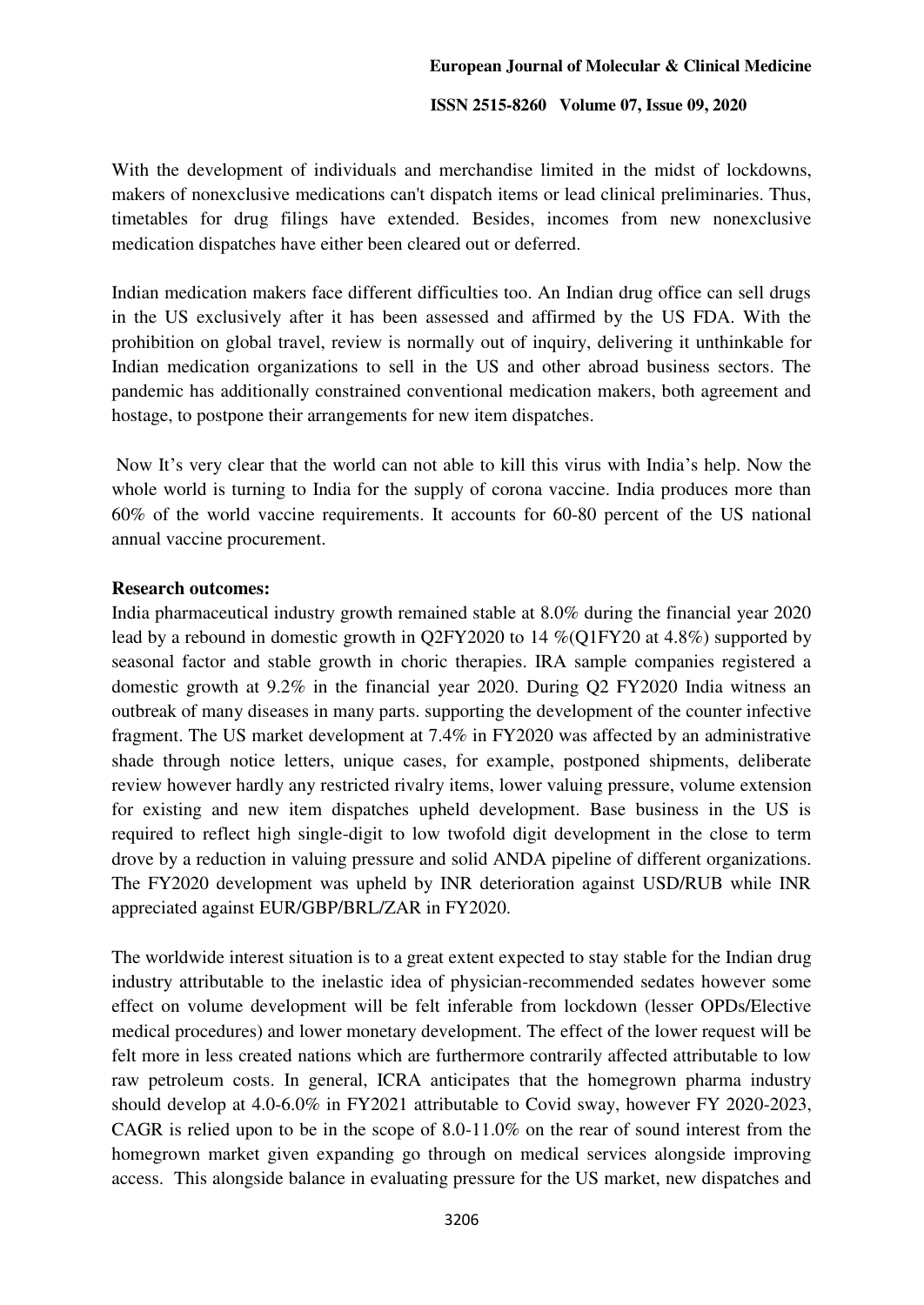With the development of individuals and merchandise limited in the midst of lockdowns, makers of nonexclusive medications can't dispatch items or lead clinical preliminaries. Thus, timetables for drug filings have extended. Besides, incomes from new nonexclusive medication dispatches have either been cleared out or deferred.

Indian medication makers face different difficulties too. An Indian drug office can sell drugs in the US exclusively after it has been assessed and affirmed by the US FDA. With the prohibition on global travel, review is normally out of inquiry, delivering it unthinkable for Indian medication organizations to sell in the US and other abroad business sectors. The pandemic has additionally constrained conventional medication makers, both agreement and hostage, to postpone their arrangements for new item dispatches.

Now It's very clear that the world can not able to kill this virus with India's help. Now the whole world is turning to India for the supply of corona vaccine. India produces more than 60% of the world vaccine requirements. It accounts for 60-80 percent of the US national annual vaccine procurement.

**Research outcomes:**

India pharmaceutical industry growth remained stable at 8.0% during the financial year 2020 lead by a rebound in domestic growth in Q2FY2020 to 14 %(Q1FY20 at 4.8%) supported by seasonal factor and stable growth in choric therapies. IRA sample companies registered a domestic growth at 9.2% in the financial year 2020. During Q2 FY2020 India witness an outbreak of many diseases in many parts. supporting the development of the counter infective fragment. The US market development at 7.4% in FY2020 was affected by an administrative shade through notice letters, unique cases, for example, postponed shipments, deliberate review however hardly any restricted rivalry items, lower valuing pressure, volume extension for existing and new item dispatches upheld development. Base business in the US is required to reflect high single-digit to low twofold digit development in the close to term drove by a reduction in valuing pressure and solid ANDA pipeline of different organizations. The FY2020 development was upheld by INR deterioration against USD/RUB while INR appreciated against EUR/GBP/BRL/ZAR in FY2020.

The worldwide interest situation is to a great extent expected to stay stable for the Indian drug industry attributable to the inelastic idea of physician-recommended sedates however some effect on volume development will be felt inferable from lockdown (lesser OPDs/Elective medical procedures) and lower monetary development. The effect of the lower request will be felt more in less created nations which are furthermore contrarily affected attributable to low raw petroleum costs. In general, ICRA anticipates that the homegrown pharma industry should develop at 4.0-6.0% in FY2021 attributable to Covid sway, however FY 2020-2023, CAGR is relied upon to be in the scope of 8.0-11.0% on the rear of sound interest from the homegrown market given expanding go through on medical services alongside improving access. This alongside balance in evaluating pressure for the US market, new dispatches and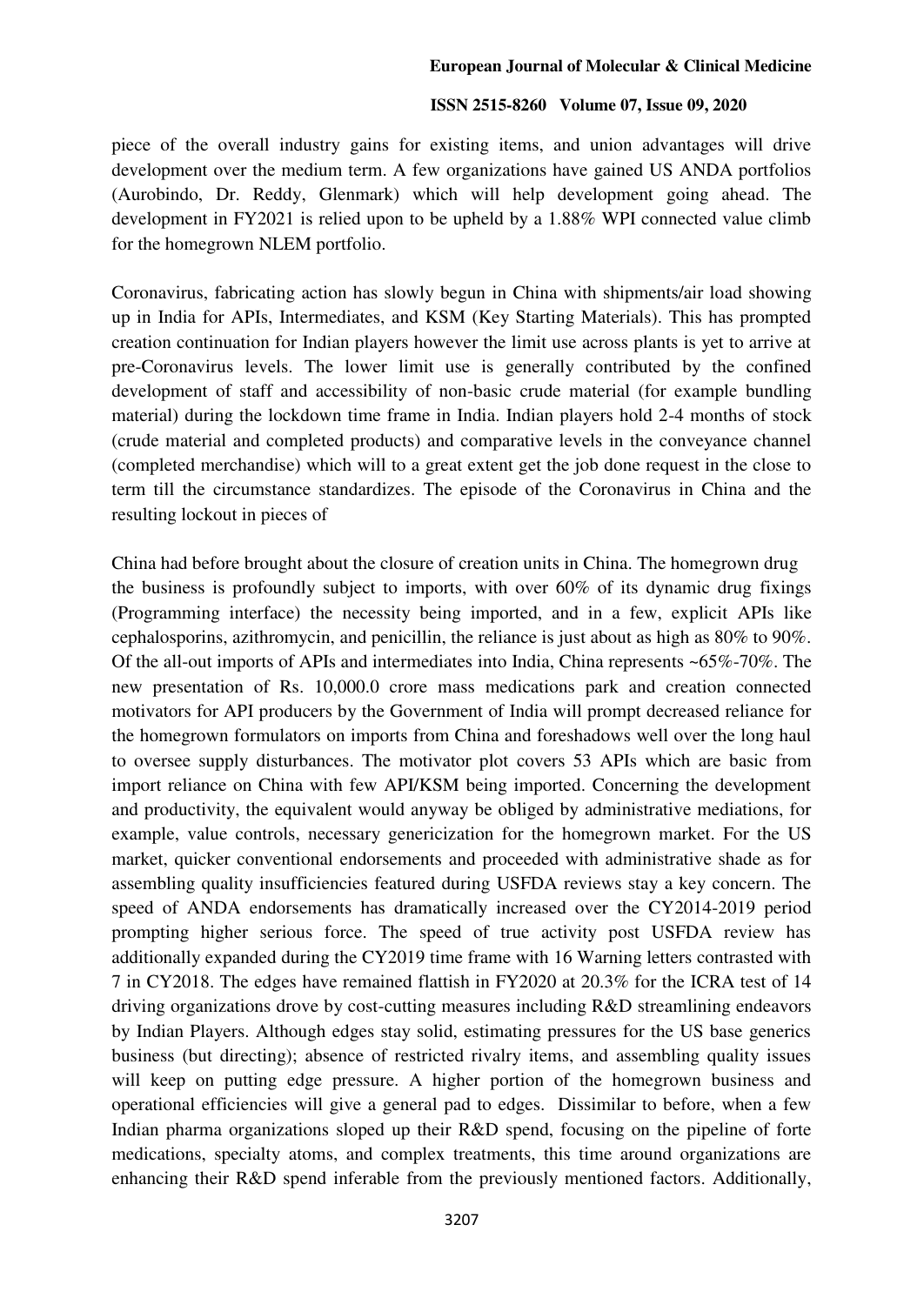piece of the overall industry gains for existing items, and union advantages will drive development over the medium term. A few organizations have gained US ANDA portfolios (Aurobindo, Dr. Reddy, Glenmark) which will help development going ahead. The development in FY2021 is relied upon to be upheld by a 1.88% WPI connected value climb for the homegrown NLEM portfolio.

Coronavirus, fabricating action has slowly begun in China with shipments/air load showing up in India for APIs, Intermediates, and KSM (Key Starting Materials). This has prompted creation continuation for Indian players however the limit use across plants is yet to arrive at pre-Coronavirus levels. The lower limit use is generally contributed by the confined development of staff and accessibility of non-basic crude material (for example bundling material) during the lockdown time frame in India. Indian players hold 2-4 months of stock (crude material and completed products) and comparative levels in the conveyance channel (completed merchandise) which will to a great extent get the job done request in the close to term till the circumstance standardizes. The episode of the Coronavirus in China and the resulting lockout in pieces of

China had before brought about the closure of creation units in China. The homegrown drug the business is profoundly subject to imports, with over 60% of its dynamic drug fixings (Programming interface) the necessity being imported, and in a few, explicit APIs like cephalosporins, azithromycin, and penicillin, the reliance is just about as high as 80% to 90%. Of the all-out imports of APIs and intermediates into India, China represents ~65%-70%. The new presentation of Rs. 10,000.0 crore mass medications park and creation connected motivators for API producers by the Government of India will prompt decreased reliance for the homegrown formulators on imports from China and foreshadows well over the long haul to oversee supply disturbances. The motivator plot covers 53 APIs which are basic from import reliance on China with few API/KSM being imported. Concerning the development and productivity, the equivalent would anyway be obliged by administrative mediations, for example, value controls, necessary genericization for the homegrown market. For the US market, quicker conventional endorsements and proceeded with administrative shade as for assembling quality insufficiencies featured during USFDA reviews stay a key concern. The speed of ANDA endorsements has dramatically increased over the CY2014-2019 period prompting higher serious force. The speed of true activity post USFDA review has additionally expanded during the CY2019 time frame with 16 Warning letters contrasted with 7 in CY2018. The edges have remained flattish in FY2020 at 20.3% for the ICRA test of 14 driving organizations drove by cost-cutting measures including R&D streamlining endeavors by Indian Players. Although edges stay solid, estimating pressures for the US base generics business (but directing); absence of restricted rivalry items, and assembling quality issues will keep on putting edge pressure. A higher portion of the homegrown business and operational efficiencies will give a general pad to edges. Dissimilar to before, when a few Indian pharma organizations sloped up their R&D spend, focusing on the pipeline of forte medications, specialty atoms, and complex treatments, this time around organizations are enhancing their R&D spend inferable from the previously mentioned factors. Additionally,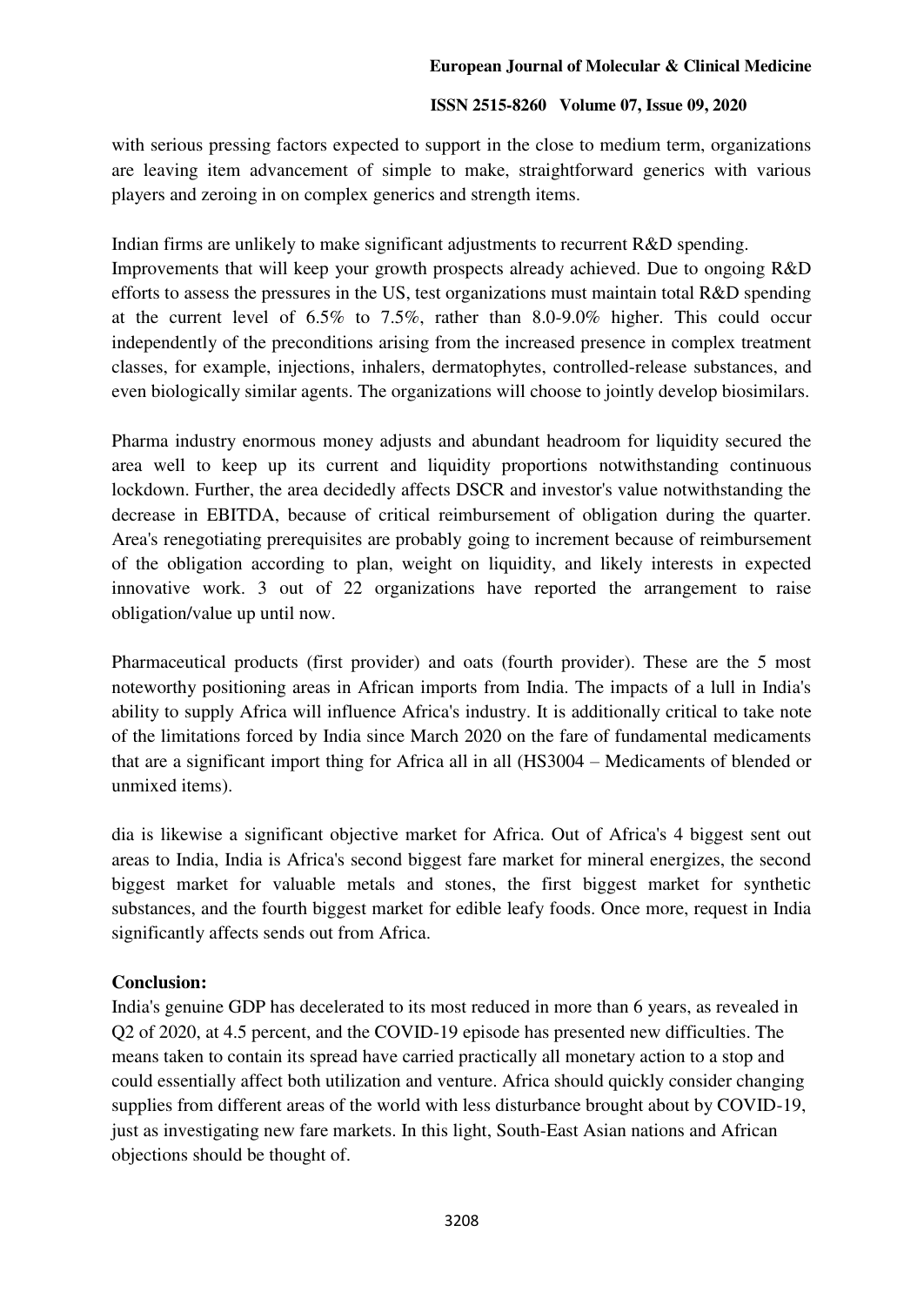with serious pressing factors expected to support in the close to medium term, organizations are leaving item advancement of simple to make, straightforward generics with various players and zeroing in on complex generics and strength items.

Indian firms are unlikely to make significant adjustments to recurrent R&D spending. Improvements that will keep your growth prospects already achieved. Due to ongoing R&D efforts to assess the pressures in the US, test organizations must maintain total R&D spending at the current level of 6.5% to 7.5%, rather than 8.0-9.0% higher. This could occur independently of the preconditions arising from the increased presence in complex treatment classes, for example, injections, inhalers, dermatophytes, controlled-release substances, and even biologically similar agents. The organizations will choose to jointly develop biosimilars.

Pharma industry enormous money adjusts and abundant headroom for liquidity secured the area well to keep up its current and liquidity proportions notwithstanding continuous lockdown. Further, the area decidedly affects DSCR and investor's value notwithstanding the decrease in EBITDA, because of critical reimbursement of obligation during the quarter. Area's renegotiating prerequisites are probably going to increment because of reimbursement of the obligation according to plan, weight on liquidity, and likely interests in expected innovative work. 3 out of 22 organizations have reported the arrangement to raise obligation/value up until now.

Pharmaceutical products (first provider) and oats (fourth provider). These are the 5 most noteworthy positioning areas in African imports from India. The impacts of a lull in India's ability to supply Africa will influence Africa's industry. It is additionally critical to take note of the limitations forced by India since March 2020 on the fare of fundamental medicaments that are a significant import thing for Africa all in all (HS3004 – Medicaments of blended or unmixed items).

dia is likewise a significant objective market for Africa. Out of Africa's 4 biggest sent out areas to India, India is Africa's second biggest fare market for mineral energizes, the second biggest market for valuable metals and stones, the first biggest market for synthetic substances, and the fourth biggest market for edible leafy foods. Once more, request in India significantly affects sends out from Africa.

**Conclusion:**

India's genuine GDP has decelerated to its most reduced in more than 6 years, as revealed in Q2 of 2020, at 4.5 percent, and the COVID-19 episode has presented new difficulties. The means taken to contain its spread have carried practically all monetary action to a stop and could essentially affect both utilization and venture. Africa should quickly consider changing supplies from different areas of the world with less disturbance brought about by COVID-19, just as investigating new fare markets. In this light, South-East Asian nations and African objections should be thought of.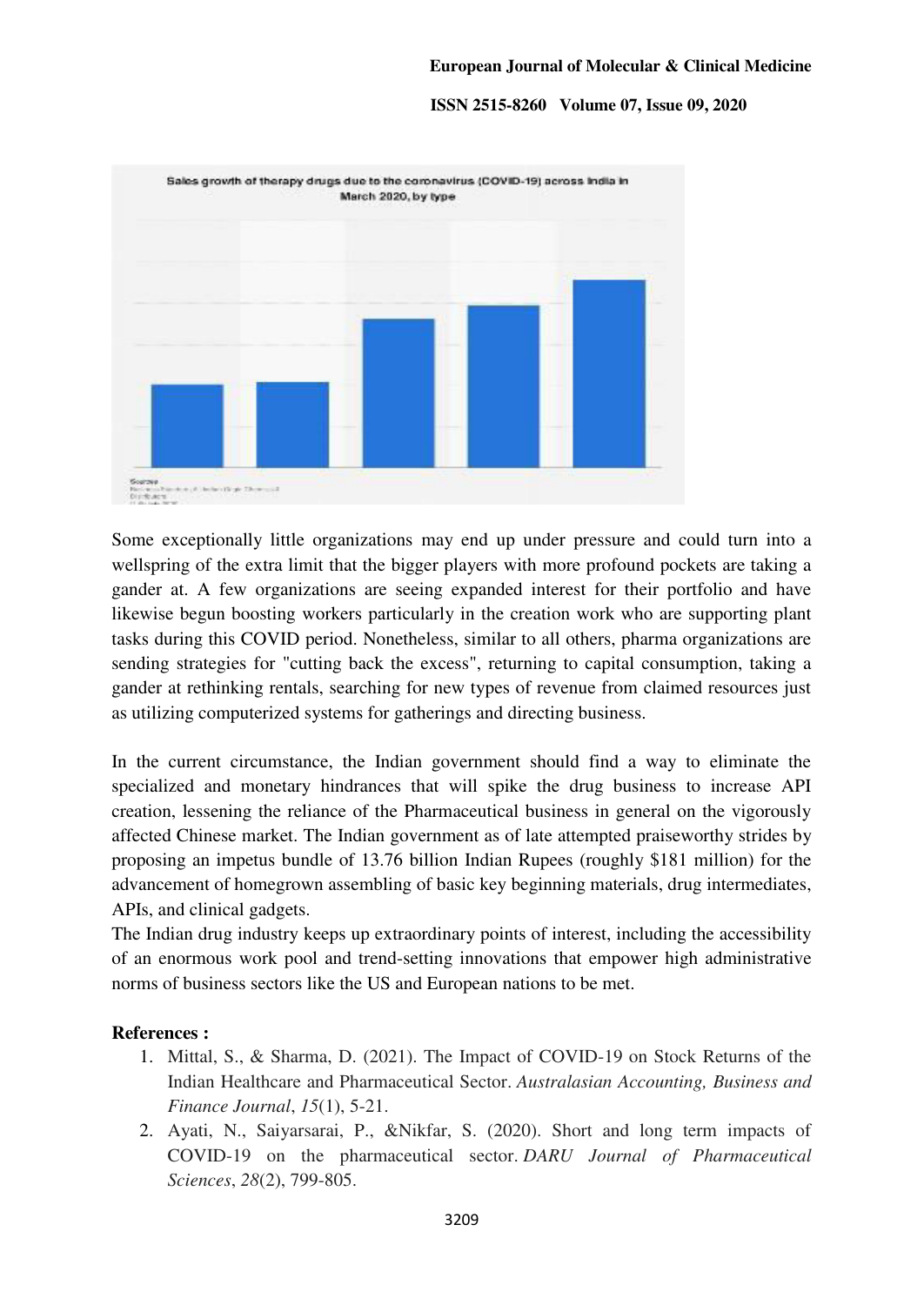Some exceptionally little organizations may end up under pressure and could turn into a wellspring of the extra limit that the bigger players with more profound pockets are taking a gander at. A few organizations are seeing expanded interest for their portfolio and have likewise begun boosting workers particularly in the creation work who are supporting plant tasks during this COVID period. Nonetheless, similar to all others, pharma organizations are sending strategies for "cutting back the excess", returning to capital consumption, taking a gander at rethinking rentals, searching for new types of revenue from claimed resources just as utilizing computerized systems for gatherings and directing business.

In the current circumstance, the Indian government should find a way to eliminate the specialized and monetary hindrances that will spike the drug business to increase API creation, lessening the reliance of the Pharmaceutical business in general on the vigorously affected Chinese market. The Indian government as of late attempted praiseworthy strides by proposing an impetus bundle of 13.76 billion Indian Rupees (roughly $181 million) for the advancement of homegrown assembling of basic key beginning materials, drug intermediates, APIs, and clinical gadgets.

The Indian drug industry keeps up extraordinary points of interest, including the accessibility of an enormous work pool and trend-setting innovations that empower high administrative norms of business sectors like the US and European nations to be met.

**References :**

1. Mittal, S., & Sharma, D. (2021). The Impact of COVID-19 on Stock Returns of the Indian Healthcare and Pharmaceutical Sector. *Australasian Accounting, Business and Finance Journal*, *15*(1), 5-21.
2. Ayati, N., Saiyarsarai, P., &Nikfar, S. (2020). Short and long term impacts of COVID-19 on the pharmaceutical sector. *DARU Journal of Pharmaceutical Sciences*, *28*(2), 799-805.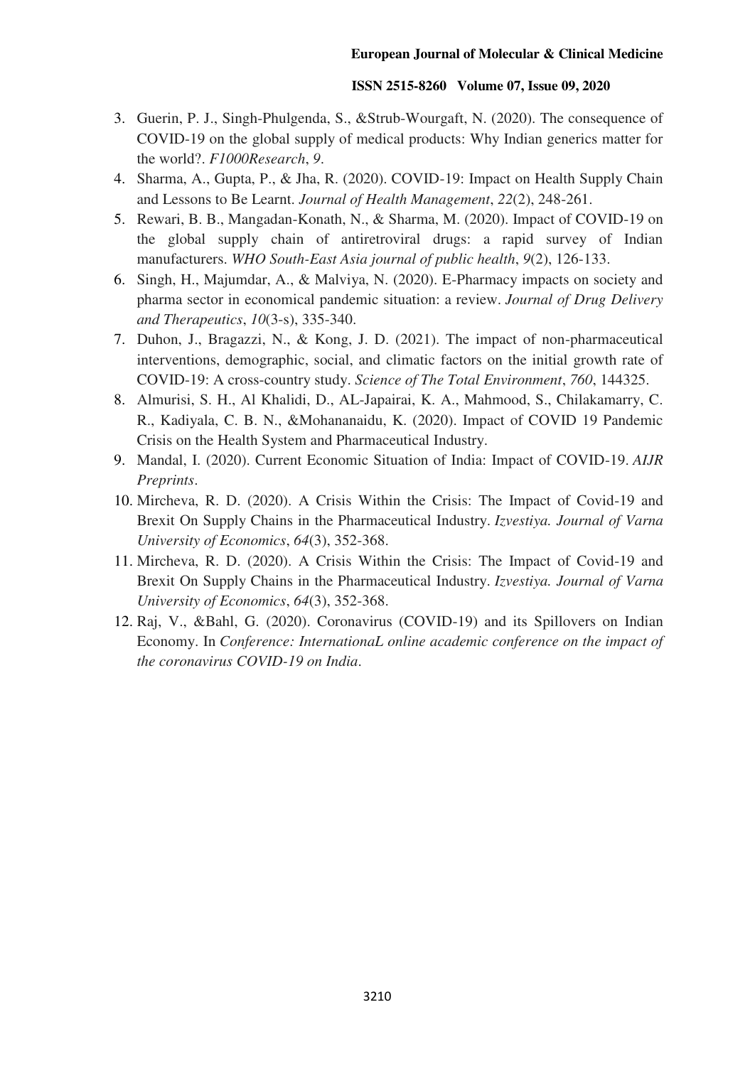3. Guerin, P. J., Singh-Phulgenda, S., &Strub-Wourgaft, N. (2020). The consequence of COVID-19 on the global supply of medical products: Why Indian generics matter for the world?. *F1000Research*, *9*.
4. Sharma, A., Gupta, P., & Jha, R. (2020). COVID-19: Impact on Health Supply Chain and Lessons to Be Learnt. *Journal of Health Management*, *22*(2), 248-261.
5. Rewari, B. B., Mangadan-Konath, N., & Sharma, M. (2020). Impact of COVID-19 on the global supply chain of antiretroviral drugs: a rapid survey of Indian manufacturers. *WHO South-East Asia journal of public health*, *9*(2), 126-133.
6. Singh, H., Majumdar, A., & Malviya, N. (2020). E-Pharmacy impacts on society and pharma sector in economical pandemic situation: a review. *Journal of Drug Delivery and Therapeutics*, *10*(3-s), 335-340.
7. Duhon, J., Bragazzi, N., & Kong, J. D. (2021). The impact of non-pharmaceutical interventions, demographic, social, and climatic factors on the initial growth rate of COVID-19: A cross-country study. *Science of The Total Environment*, *760*, 144325.
8. Almurisi, S. H., Al Khalidi, D., AL-Japairai, K. A., Mahmood, S., Chilakamarry, C. R., Kadiyala, C. B. N., &Mohananaidu, K. (2020). Impact of COVID 19 Pandemic Crisis on the Health System and Pharmaceutical Industry.
9. Mandal, I. (2020). Current Economic Situation of India: Impact of COVID-19. *AIJR Preprints*.
10. Mircheva, R. D. (2020). A Crisis Within the Crisis: The Impact of Covid-19 and Brexit On Supply Chains in the Pharmaceutical Industry. *Izvestiya. Journal of Varna University of Economics*, *64*(3), 352-368.
11. Mircheva, R. D. (2020). A Crisis Within the Crisis: The Impact of Covid-19 and Brexit On Supply Chains in the Pharmaceutical Industry. *Izvestiya. Journal of Varna University of Economics*, *64*(3), 352-368.
12. Raj, V., &Bahl, G. (2020). Coronavirus (COVID-19) and its Spillovers on Indian Economy. In *Conference: InternationaL online academic conference on the impact of the coronavirus COVID-19 on India*.